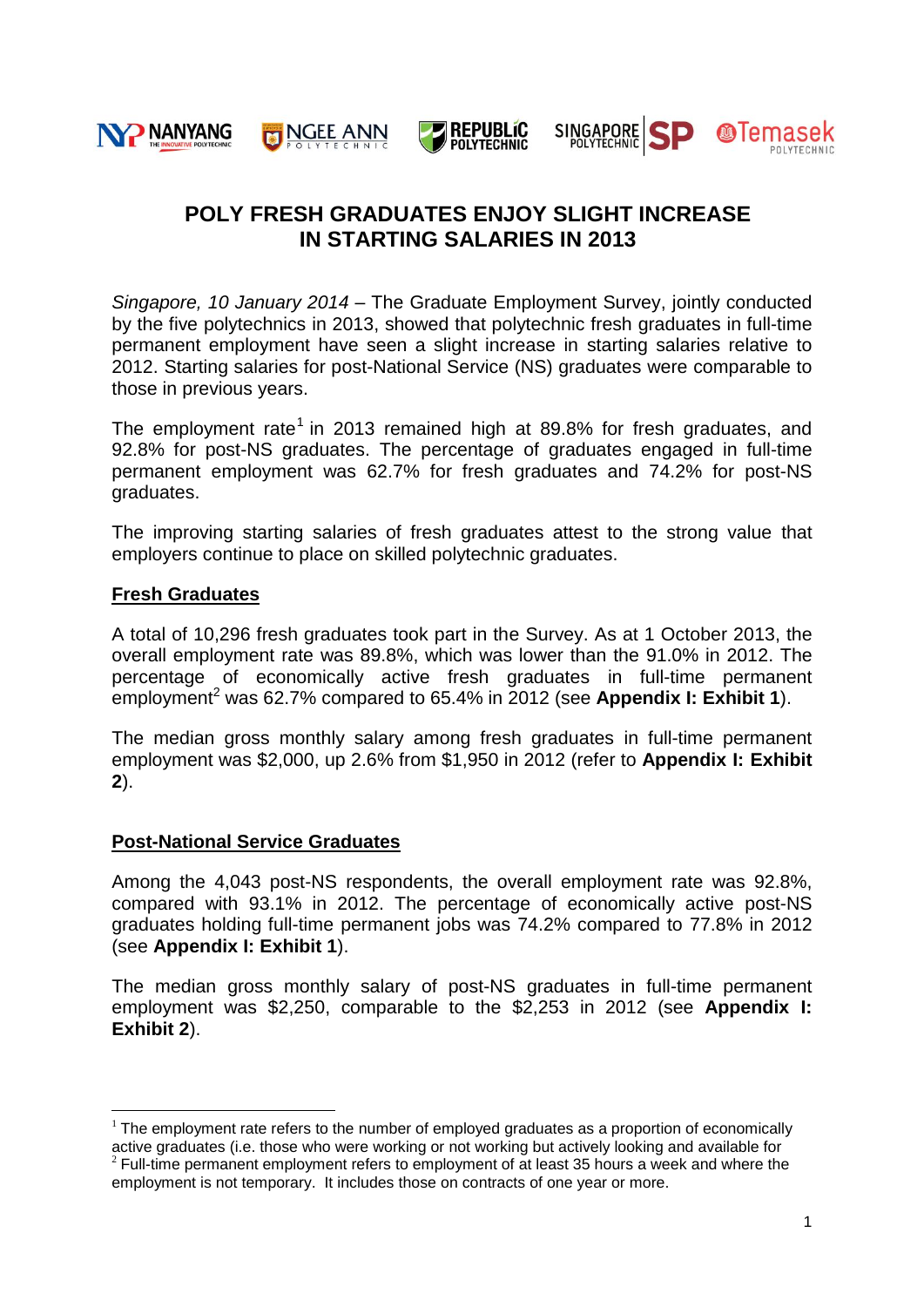# POLY FRESH GRADUATES ENJOY SLIGHT INCREASE IN STARTING SALARIES IN 2013

*Singapore, 10 January 2014* – The Graduate Employment Survey, jointly conducted by the five polytechnics in 2013, showed that polytechnic fresh graduates in full-time permanent employment have seen a slight increase in starting salaries relative to 2012. Starting salaries for post-National Service (NS) graduates were comparable to those in previous years.

The employment rate[1] in 2013 remained high at 89.8% for fresh graduates, and 92.8% for post-NS graduates. The percentage of graduates engaged in full-time permanent employment was 62.7% for fresh graduates and 74.2% for post-NS graduates.

The improving starting salaries of fresh graduates attest to the strong value that employers continue to place on skilled polytechnic graduates.

## Fresh Graduates

A total of 10,296 fresh graduates took part in the Survey. As at 1 October 2013, the overall employment rate was 89.8%, which was lower than the 91.0% in 2012. The percentage of economically active fresh graduates in full-time permanent employment[2] was 62.7% compared to 65.4% in 2012 (see **Appendix I: Exhibit 1**).

The median gross monthly salary among fresh graduates in full-time permanent employment was $2,000, up 2.6% from $1,950 in 2012 (refer to **Appendix I: Exhibit 2**).

## Post-National Service Graduates

Among the 4,043 post-NS respondents, the overall employment rate was 92.8%, compared with 93.1% in 2012. The percentage of economically active post-NS graduates holding full-time permanent jobs was 74.2% compared to 77.8% in 2012 (see **Appendix I: Exhibit 1**).

The median gross monthly salary of post-NS graduates in full-time permanent employment was $2,250, comparable to the $2,253 in 2012 (see **Appendix I: Exhibit 2**).

---

[1] The employment rate refers to the number of employed graduates as a proportion of economically active graduates (i.e. those who were working or not working but actively looking and available for

[2] Full-time permanent employment refers to employment of at least 35 hours a week and where the employment is not temporary. It includes those on contracts of one year or more.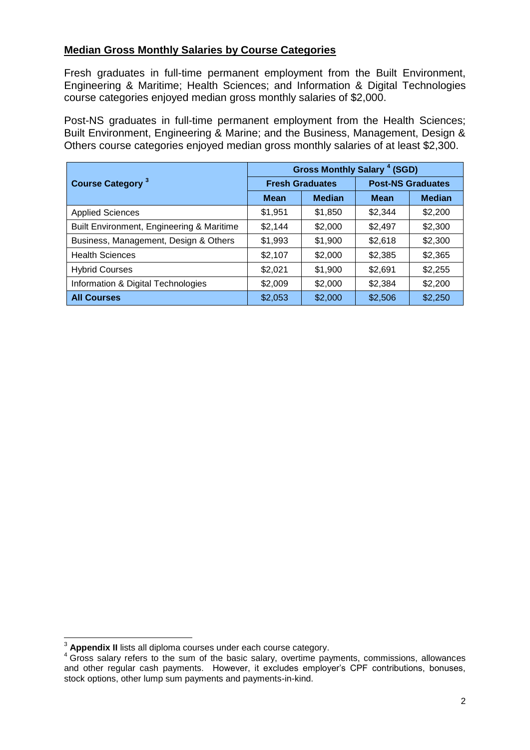## Median Gross Monthly Salaries by Course Categories

Fresh graduates in full-time permanent employment from the Built Environment, Engineering & Maritime; Health Sciences; and Information & Digital Technologies course categories enjoyed median gross monthly salaries of $2,000.

Post-NS graduates in full-time permanent employment from the Health Sciences; Built Environment, Engineering & Marine; and the Business, Management, Design & Others course categories enjoyed median gross monthly salaries of at least $2,300.

| Course Category [3] | Gross Monthly Salary [4] (SGD) | | | |
|---|---|---|---|---|
| | Fresh Graduates | | Post-NS Graduates | |
| | Mean | Median | Mean | Median |
| Applied Sciences | $1,951 | $1,850 | $2,344 | $2,200 |
| Built Environment, Engineering & Maritime | $2,144 | $2,000 | $2,497 | $2,300 |
| Business, Management, Design & Others | $1,993 | $1,900 | $2,618 | $2,300 |
| Health Sciences | $2,107 | $2,000 | $2,385 | $2,365 |
| Hybrid Courses | $2,021 | $1,900 | $2,691 | $2,255 |
| Information & Digital Technologies | $2,009 | $2,000 | $2,384 | $2,200 |
| **All Courses** | $2,053 | $2,000 | $2,506 | $2,250 |

---

[3] **Appendix II** lists all diploma courses under each course category.

[4] Gross salary refers to the sum of the basic salary, overtime payments, commissions, allowances and other regular cash payments. However, it excludes employer's CPF contributions, bonuses, stock options, other lump sum payments and payments-in-kind.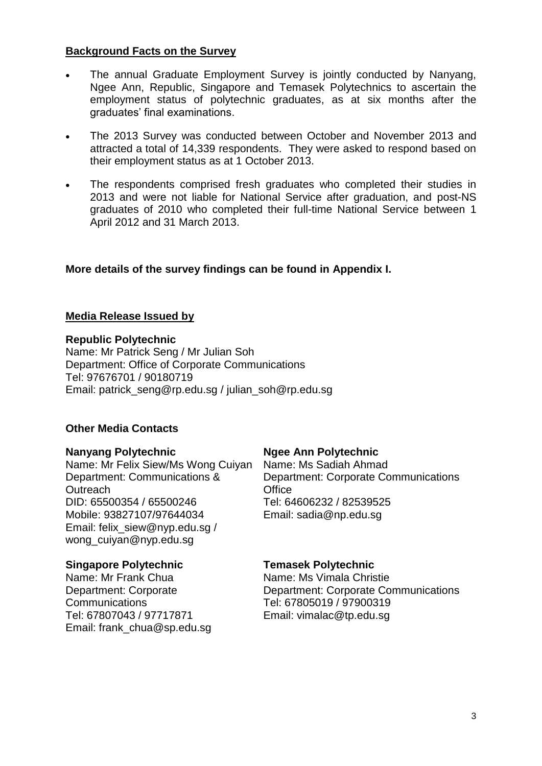**Background Facts on the Survey**

- The annual Graduate Employment Survey is jointly conducted by Nanyang, Ngee Ann, Republic, Singapore and Temasek Polytechnics to ascertain the employment status of polytechnic graduates, as at six months after the graduates' final examinations.
- The 2013 Survey was conducted between October and November 2013 and attracted a total of 14,339 respondents. They were asked to respond based on their employment status as at 1 October 2013.
- The respondents comprised fresh graduates who completed their studies in 2013 and were not liable for National Service after graduation, and post-NS graduates of 2010 who completed their full-time National Service between 1 April 2012 and 31 March 2013.

**More details of the survey findings can be found in Appendix I.**

**Media Release Issued by**

**Republic Polytechnic**
Name: Mr Patrick Seng / Mr Julian Soh
Department: Office of Corporate Communications
Tel: 97676701 / 90180719
Email: patrick_seng@rp.edu.sg / julian_soh@rp.edu.sg

**Other Media Contacts**

**Nanyang Polytechnic**
Name: Mr Felix Siew/Ms Wong Cuiyan
Department: Communications & Outreach
DID: 65500354 / 65500246
Mobile: 93827107/97644034
Email: felix_siew@nyp.edu.sg / wong_cuiyan@nyp.edu.sg

**Ngee Ann Polytechnic**
Name: Ms Sadiah Ahmad
Department: Corporate Communications Office
Tel: 64606232 / 82539525
Email: sadia@np.edu.sg

**Singapore Polytechnic**
Name: Mr Frank Chua
Department: Corporate Communications
Tel: 67807043 / 97717871
Email: frank_chua@sp.edu.sg

**Temasek Polytechnic**
Name: Ms Vimala Christie
Department: Corporate Communications
Tel: 67805019 / 97900319
Email: vimalac@tp.edu.sg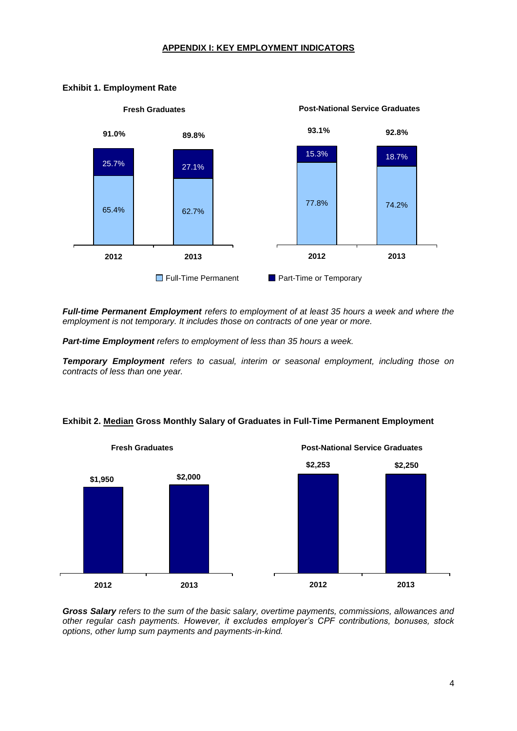# APPENDIX I: KEY EMPLOYMENT INDICATORS

**Exhibit 1. Employment Rate**

**Fresh Graduates**

| | 2012 | 2013 |
|---|---|---|
| Full-Time Permanent | 65.4% | 62.7% |
| Part-Time or Temporary | 25.7% | 27.1% |
| **Total** | **91.0%** | **89.8%** |

**Post-National Service Graduates**

| | 2012 | 2013 |
|---|---|---|
| Full-Time Permanent | 77.8% | 74.2% |
| Part-Time or Temporary | 15.3% | 18.7% |
| **Total** | **93.1%** | **92.8%** |

***Full-time Permanent Employment*** *refers to employment of at least 35 hours a week and where the employment is not temporary. It includes those on contracts of one year or more.*

***Part-time Employment*** *refers to employment of less than 35 hours a week.*

***Temporary Employment*** *refers to casual, interim or seasonal employment, including those on contracts of less than one year.*

**Exhibit 2. Median Gross Monthly Salary of Graduates in Full-Time Permanent Employment**

| | 2012 | 2013 |
|---|---|---|
| Fresh Graduates | $1,950 | $2,000 |
| Post-National Service Graduates | $2,253 | $2,250 |

***Gross Salary*** *refers to the sum of the basic salary, overtime payments, commissions, allowances and other regular cash payments. However, it excludes employer's CPF contributions, bonuses, stock options, other lump sum payments and payments-in-kind.*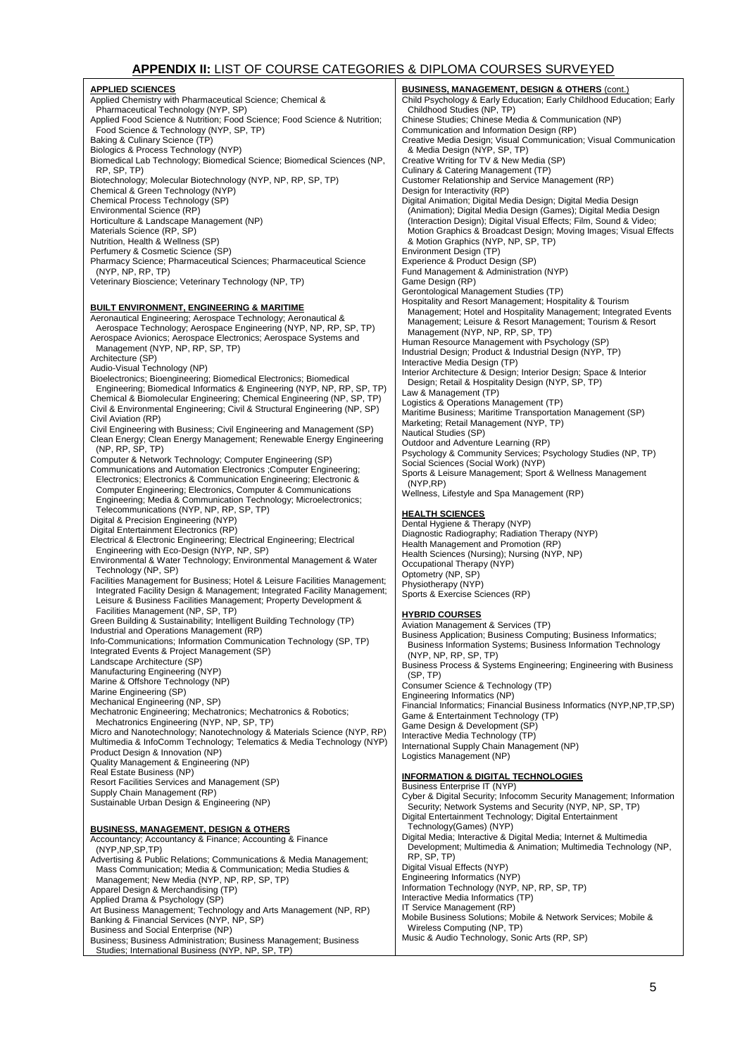# APPENDIX II: LIST OF COURSE CATEGORIES & DIPLOMA COURSES SURVEYED

**APPLIED SCIENCES**

Applied Chemistry with Pharmaceutical Science; Chemical & Pharmaceutical Technology (NYP, SP)
Applied Food Science & Nutrition; Food Science & Nutrition; Food Science & Technology (NYP, SP, TP)
Baking & Culinary Science (TP)
Biologics & Process Technology (NYP)
Biomedical Lab Technology; Biomedical Science; Biomedical Sciences (NP, RP, SP, TP)
Biotechnology; Molecular Biotechnology (NYP, NP, RP, SP, TP)
Chemical & Green Technology (NYP)
Chemical Process Technology (SP)
Environmental Science (RP)
Horticulture & Landscape Management (NP)
Materials Science (RP, SP)
Nutrition, Health & Wellness (SP)
Perfumery & Cosmetic Science (SP)
Pharmacy Science; Pharmaceutical Sciences; Pharmaceutical Science (NYP, NP, RP, TP)
Veterinary Bioscience; Veterinary Technology (NP, TP)

**BUILT ENVIRONMENT, ENGINEERING & MARITIME**

Aeronautical Engineering; Aerospace Technology; Aeronautical & Aerospace Technology; Aerospace Engineering (NYP, NP, RP, SP, TP)
Aerospace Avionics; Aerospace Electronics; Aerospace Systems and Management (NYP, NP, RP, SP, TP)
Architecture (SP)
Audio-Visual Technology (NP)
Bioelectronics; Bioengineering; Biomedical Electronics; Biomedical Engineering; Biomedical Informatics & Engineering (NYP, NP, RP, SP, TP)
Chemical & Biomolecular Engineering; Chemical Engineering (NP, SP, TP)
Civil & Environmental Engineering; Civil & Structural Engineering (NP, SP)
Civil Aviation (RP)
Civil Engineering with Business; Civil Engineering and Management (SP)
Clean Energy; Clean Energy Management; Renewable Energy Engineering (NP, RP, SP, TP)
Computer & Network Technology; Computer Engineering (SP)
Communications and Automation Electronics ;Computer Engineering; Electronics; Electronics & Communication Engineering; Electronic & Computer Engineering; Electronics, Computer & Communications Engineering; Media & Communication Technology; Microelectronics; Telecommunications (NYP, NP, RP, SP, TP)
Digital & Precision Engineering (NYP)
Digital Entertainment Electronics (RP)
Electrical & Electronic Engineering; Electrical Engineering; Electrical Engineering with Eco-Design (NYP, NP, SP)
Environmental & Water Technology; Environmental Management & Water Technology (NP, SP)
Facilities Management for Business; Hotel & Leisure Facilities Management; Integrated Facility Design & Management; Integrated Facility Management; Leisure & Business Facilities Management; Property Development & Facilities Management (NP, SP, TP)
Green Building & Sustainability; Intelligent Building Technology (TP)
Industrial and Operations Management (RP)
Info-Communications; Information Communication Technology (SP, TP)
Integrated Events & Project Management (SP)
Landscape Architecture (SP)
Manufacturing Engineering (NYP)
Marine & Offshore Technology (NP)
Marine Engineering (SP)
Mechanical Engineering (NP, SP)
Mechatronic Engineering; Mechatronics; Mechatronics & Robotics; Mechatronics Engineering (NYP, NP, SP, TP)
Micro and Nanotechnology; Nanotechnology & Materials Science (NYP, RP)
Multimedia & InfoComm Technology; Telematics & Media Technology (NYP)
Product Design & Innovation (NP)
Quality Management & Engineering (NP)
Real Estate Business (NP)
Resort Facilities Services and Management (SP)
Supply Chain Management (RP)
Sustainable Urban Design & Engineering (NP)

**BUSINESS, MANAGEMENT, DESIGN & OTHERS**

Accountancy; Accountancy & Finance; Accounting & Finance (NYP,NP,SP,TP)
Advertising & Public Relations; Communications & Media Management; Mass Communication; Media & Communication; Media Studies & Management; New Media (NYP, NP, RP, SP, TP)
Apparel Design & Merchandising (TP)
Applied Drama & Psychology (SP)
Art Business Management; Technology and Arts Management (NP, RP)
Banking & Financial Services (NYP, NP, SP)
Business and Social Enterprise (NP)
Business; Business Administration; Business Management; Business Studies; International Business (NYP, NP, SP, TP)

**BUSINESS, MANAGEMENT, DESIGN & OTHERS** (cont.)

Child Psychology & Early Education; Early Childhood Education; Early Childhood Studies (NP, TP)
Chinese Studies; Chinese Media & Communication (NP)
Communication and Information Design (RP)
Creative Media Design; Visual Communication; Visual Communication & Media Design (NYP, SP, TP)
Creative Writing for TV & New Media (SP)
Culinary & Catering Management (TP)
Customer Relationship and Service Management (RP)
Design for Interactivity (RP)
Digital Animation; Digital Media Design; Digital Media Design (Animation); Digital Media Design (Games); Digital Media Design (Interaction Design); Digital Visual Effects; Film, Sound & Video; Motion Graphics & Broadcast Design; Moving Images; Visual Effects & Motion Graphics (NYP, NP, SP, TP)
Environment Design (TP)
Experience & Product Design (SP)
Fund Management & Administration (NYP)
Game Design (RP)
Gerontological Management Studies (TP)
Hospitality and Resort Management; Hospitality & Tourism Management; Hotel and Hospitality Management; Integrated Events Management; Leisure & Resort Management; Tourism & Resort Management (NYP, NP, RP, SP, TP)
Human Resource Management with Psychology (SP)
Industrial Design; Product & Industrial Design (NYP, TP)
Interactive Media Design (TP)
Interior Architecture & Design; Interior Design; Space & Interior Design; Retail & Hospitality Design (NYP, SP, TP)
Law & Management (TP)
Logistics & Operations Management (TP)
Maritime Business; Maritime Transportation Management (SP)
Marketing; Retail Management (NYP, TP)
Nautical Studies (SP)
Outdoor and Adventure Learning (RP)
Psychology & Community Services; Psychology Studies (NP, TP)
Social Sciences (Social Work) (NYP)
Sports & Leisure Management; Sport & Wellness Management (NYP,RP)
Wellness, Lifestyle and Spa Management (RP)

**HEALTH SCIENCES**

Dental Hygiene & Therapy (NYP)
Diagnostic Radiography; Radiation Therapy (NYP)
Health Management and Promotion (RP)
Health Sciences (Nursing); Nursing (NYP, NP)
Occupational Therapy (NYP)
Optometry (NP, SP)
Physiotherapy (NYP)
Sports & Exercise Sciences (RP)

**HYBRID COURSES**

Aviation Management & Services (TP)
Business Application; Business Computing; Business Informatics; Business Information Systems; Business Information Technology (NYP, NP, RP, SP, TP)
Business Process & Systems Engineering; Engineering with Business (SP, TP)
Consumer Science & Technology (TP)
Engineering Informatics (NP)
Financial Informatics; Financial Business Informatics (NYP,NP,TP,SP)
Game & Entertainment Technology (TP)
Game Design & Development (SP)
Interactive Media Technology (TP)
International Supply Chain Management (NP)
Logistics Management (NP)

**INFORMATION & DIGITAL TECHNOLOGIES**

Business Enterprise IT (NYP)
Cyber & Digital Security; Infocomm Security Management; Information Security; Network Systems and Security (NYP, NP, SP, TP)
Digital Entertainment Technology; Digital Entertainment Technology(Games) (NYP)
Digital Media; Interactive & Digital Media; Internet & Multimedia Development; Multimedia & Animation; Multimedia Technology (NP, RP, SP, TP)
Digital Visual Effects (NYP)
Engineering Informatics (NYP)
Information Technology (NYP, NP, RP, SP, TP)
Interactive Media Informatics (TP)
IT Service Management (RP)
Mobile Business Solutions; Mobile & Network Services; Mobile & Wireless Computing (NP, TP)
Music & Audio Technology, Sonic Arts (RP, SP)